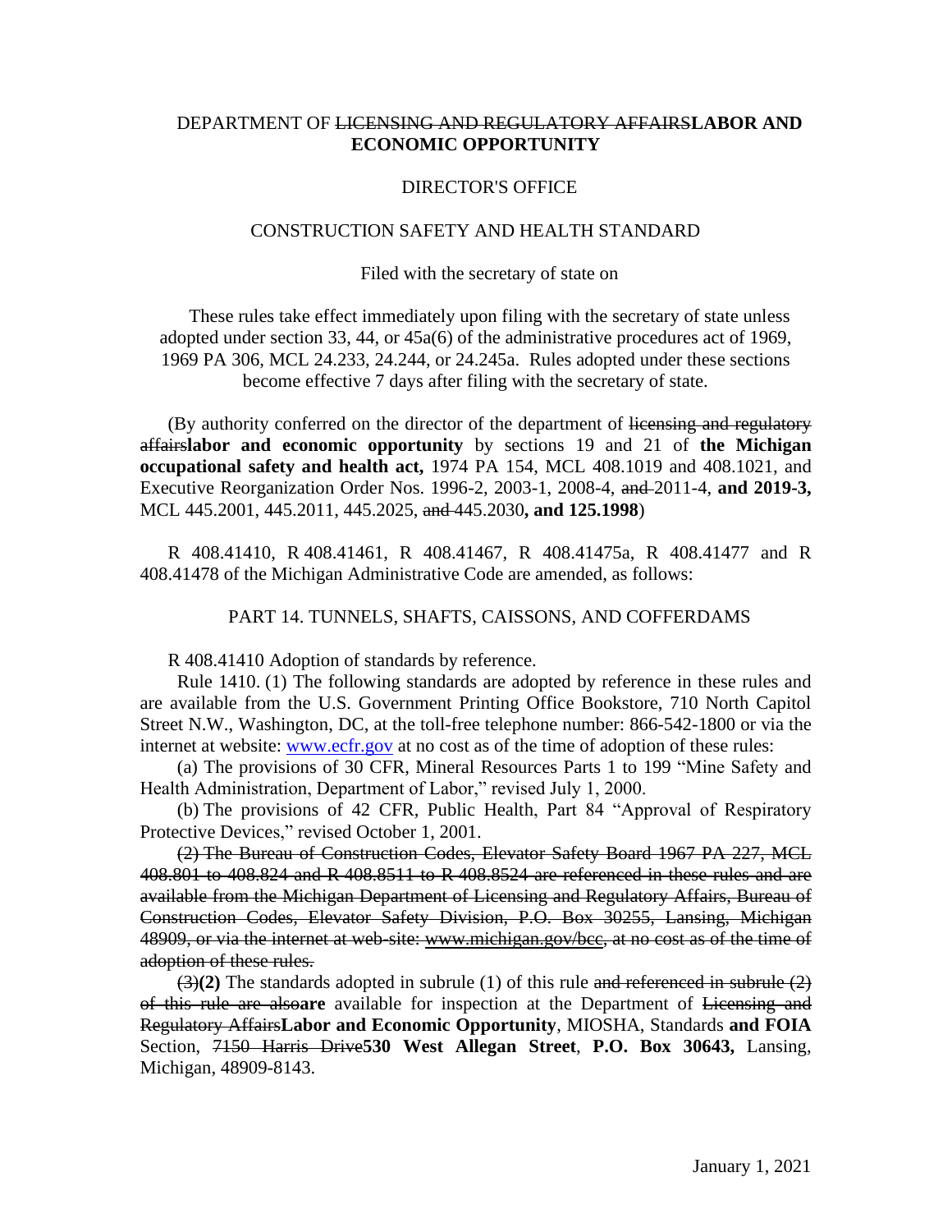DEPARTMENT OF ~~LICENSING AND REGULATORY AFFAIRS~~**LABOR AND ECONOMIC OPPORTUNITY**

DIRECTOR'S OFFICE

CONSTRUCTION SAFETY AND HEALTH STANDARD

Filed with the secretary of state on

These rules take effect immediately upon filing with the secretary of state unless adopted under section 33, 44, or 45a(6) of the administrative procedures act of 1969, 1969 PA 306, MCL 24.233, 24.244, or 24.245a. Rules adopted under these sections become effective 7 days after filing with the secretary of state.

(By authority conferred on the director of the department of ~~licensing and regulatory affairs~~**labor and economic opportunity** by sections 19 and 21 of **the Michigan occupational safety and health act,** 1974 PA 154, MCL 408.1019 and 408.1021, and Executive Reorganization Order Nos. 1996-2, 2003-1, 2008-4, ~~and~~ 2011-4, **and 2019-3,** MCL 445.2001, 445.2011, 445.2025, ~~and~~ 445.2030**, and 125.1998**)

R 408.41410, R 408.41461, R 408.41467, R 408.41475a, R 408.41477 and R 408.41478 of the Michigan Administrative Code are amended, as follows:

PART 14. TUNNELS, SHAFTS, CAISSONS, AND COFFERDAMS

R 408.41410 Adoption of standards by reference.

Rule 1410. (1) The following standards are adopted by reference in these rules and are available from the U.S. Government Printing Office Bookstore, 710 North Capitol Street N.W., Washington, DC, at the toll-free telephone number: 866-542-1800 or via the internet at website: www.ecfr.gov at no cost as of the time of adoption of these rules:

(a) The provisions of 30 CFR, Mineral Resources Parts 1 to 199 "Mine Safety and Health Administration, Department of Labor," revised July 1, 2000.

(b) The provisions of 42 CFR, Public Health, Part 84 "Approval of Respiratory Protective Devices," revised October 1, 2001.

~~(2) The Bureau of Construction Codes, Elevator Safety Board 1967 PA 227, MCL 408.801 to 408.824 and R 408.8511 to R 408.8524 are referenced in these rules and are available from the Michigan Department of Licensing and Regulatory Affairs, Bureau of Construction Codes, Elevator Safety Division, P.O. Box 30255, Lansing, Michigan 48909, or via the internet at web-site: www.michigan.gov/bcc, at no cost as of the time of adoption of these rules.~~

~~(3)~~**(2)** The standards adopted in subrule (1) of this rule ~~and referenced in subrule (2) of this rule are also~~**are** available for inspection at the Department of ~~Licensing and Regulatory Affairs~~**Labor and Economic Opportunity**, MIOSHA, Standards **and FOIA** Section, ~~7150 Harris Drive~~**530 West Allegan Street**, **P.O. Box 30643,** Lansing, Michigan, 48909-8143.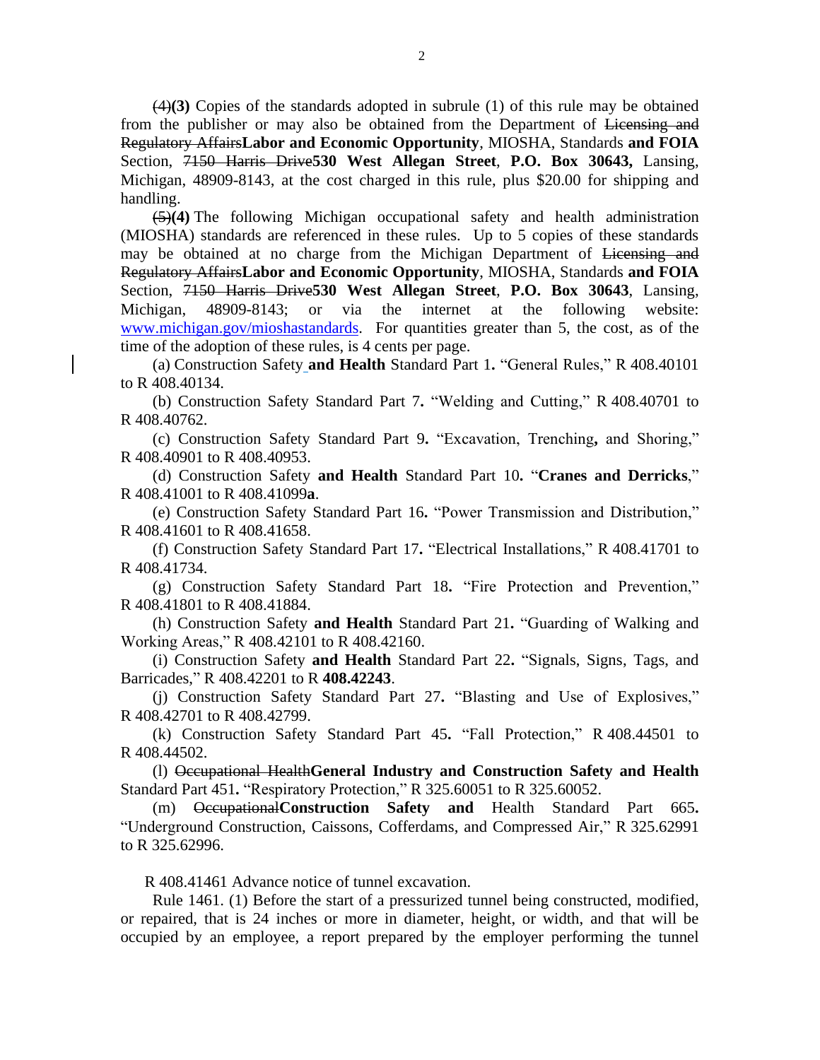~~(4)~~**(3)** Copies of the standards adopted in subrule (1) of this rule may be obtained from the publisher or may also be obtained from the Department of ~~Licensing and Regulatory Affairs~~**Labor and Economic Opportunity**, MIOSHA, Standards **and FOIA** Section, ~~7150 Harris Drive~~**530 West Allegan Street**, **P.O. Box 30643,** Lansing, Michigan, 48909-8143, at the cost charged in this rule, plus $20.00 for shipping and handling.

~~(5)~~**(4)** The following Michigan occupational safety and health administration (MIOSHA) standards are referenced in these rules. Up to 5 copies of these standards may be obtained at no charge from the Michigan Department of ~~Licensing and Regulatory Affairs~~**Labor and Economic Opportunity**, MIOSHA, Standards **and FOIA** Section, ~~7150 Harris Drive~~**530 West Allegan Street**, **P.O. Box 30643**, Lansing, Michigan, 48909-8143; or via the internet at the following website: www.michigan.gov/mioshastandards. For quantities greater than 5, the cost, as of the time of the adoption of these rules, is 4 cents per page.

(a) Construction Safety **and Health** Standard Part 1**.** "General Rules," R 408.40101 to R 408.40134.

(b) Construction Safety Standard Part 7**.** "Welding and Cutting," R 408.40701 to R 408.40762.

(c) Construction Safety Standard Part 9**.** "Excavation, Trenching**,** and Shoring," R 408.40901 to R 408.40953.

(d) Construction Safety **and Health** Standard Part 10**.** "**Cranes and Derricks**," R 408.41001 to R 408.41099**a**.

(e) Construction Safety Standard Part 16**.** "Power Transmission and Distribution," R 408.41601 to R 408.41658.

(f) Construction Safety Standard Part 17**.** "Electrical Installations," R 408.41701 to R 408.41734.

(g) Construction Safety Standard Part 18**.** "Fire Protection and Prevention," R 408.41801 to R 408.41884.

(h) Construction Safety **and Health** Standard Part 21**.** "Guarding of Walking and Working Areas," R 408.42101 to R 408.42160.

(i) Construction Safety **and Health** Standard Part 22**.** "Signals, Signs, Tags, and Barricades," R 408.42201 to R **408.42243**.

(j) Construction Safety Standard Part 27**.** "Blasting and Use of Explosives," R 408.42701 to R 408.42799.

(k) Construction Safety Standard Part 45**.** "Fall Protection," R 408.44501 to R 408.44502.

(l) ~~Occupational Health~~**General Industry and Construction Safety and Health** Standard Part 451**.** "Respiratory Protection," R 325.60051 to R 325.60052.

(m) ~~Occupational~~**Construction Safety and** Health Standard Part 665**.** "Underground Construction, Caissons, Cofferdams, and Compressed Air," R 325.62991 to R 325.62996.

R 408.41461 Advance notice of tunnel excavation.

Rule 1461. (1) Before the start of a pressurized tunnel being constructed, modified, or repaired, that is 24 inches or more in diameter, height, or width, and that will be occupied by an employee, a report prepared by the employer performing the tunnel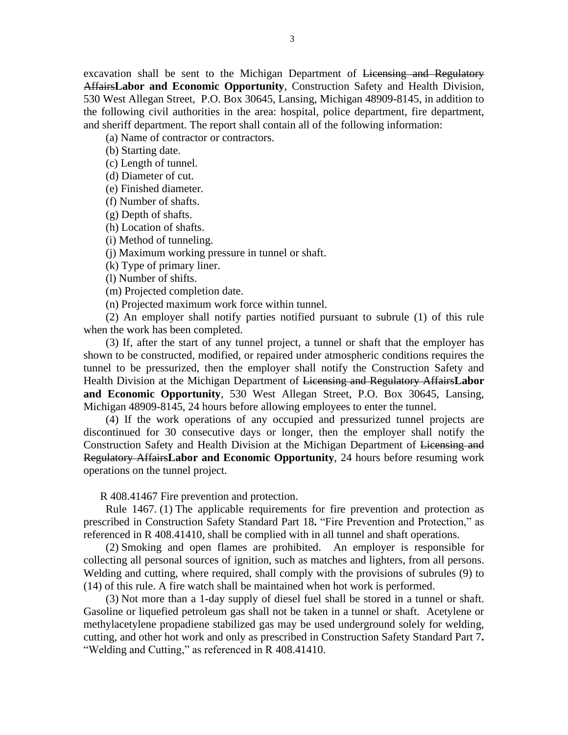excavation shall be sent to the Michigan Department of ~~Licensing and Regulatory Affairs~~**Labor and Economic Opportunity**, Construction Safety and Health Division, 530 West Allegan Street, P.O. Box 30645, Lansing, Michigan 48909-8145, in addition to the following civil authorities in the area: hospital, police department, fire department, and sheriff department. The report shall contain all of the following information:

(a) Name of contractor or contractors.

(b) Starting date.

(c) Length of tunnel.

(d) Diameter of cut.

(e) Finished diameter.

(f) Number of shafts.

(g) Depth of shafts.

(h) Location of shafts.

(i) Method of tunneling.

(j) Maximum working pressure in tunnel or shaft.

(k) Type of primary liner.

(l) Number of shifts.

(m) Projected completion date.

(n) Projected maximum work force within tunnel.

(2) An employer shall notify parties notified pursuant to subrule (1) of this rule when the work has been completed.

(3) If, after the start of any tunnel project, a tunnel or shaft that the employer has shown to be constructed, modified, or repaired under atmospheric conditions requires the tunnel to be pressurized, then the employer shall notify the Construction Safety and Health Division at the Michigan Department of ~~Licensing and Regulatory Affairs~~**Labor and Economic Opportunity**, 530 West Allegan Street, P.O. Box 30645, Lansing, Michigan 48909-8145, 24 hours before allowing employees to enter the tunnel.

(4) If the work operations of any occupied and pressurized tunnel projects are discontinued for 30 consecutive days or longer, then the employer shall notify the Construction Safety and Health Division at the Michigan Department of ~~Licensing and Regulatory Affairs~~**Labor and Economic Opportunity**, 24 hours before resuming work operations on the tunnel project.

R 408.41467 Fire prevention and protection.

Rule 1467. (1) The applicable requirements for fire prevention and protection as prescribed in Construction Safety Standard Part 18**.** "Fire Prevention and Protection," as referenced in R 408.41410, shall be complied with in all tunnel and shaft operations.

(2) Smoking and open flames are prohibited. An employer is responsible for collecting all personal sources of ignition, such as matches and lighters, from all persons. Welding and cutting, where required, shall comply with the provisions of subrules (9) to (14) of this rule. A fire watch shall be maintained when hot work is performed.

(3) Not more than a 1-day supply of diesel fuel shall be stored in a tunnel or shaft. Gasoline or liquefied petroleum gas shall not be taken in a tunnel or shaft. Acetylene or methylacetylene propadiene stabilized gas may be used underground solely for welding, cutting, and other hot work and only as prescribed in Construction Safety Standard Part 7**.** "Welding and Cutting," as referenced in R 408.41410.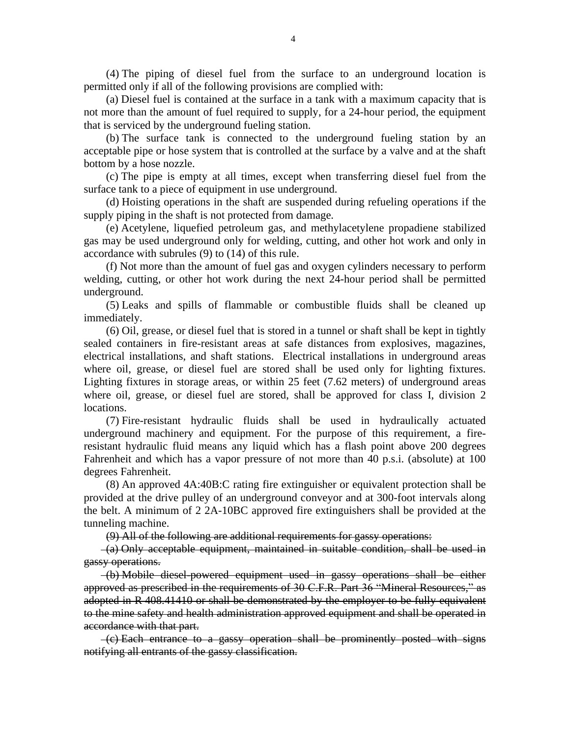(4) The piping of diesel fuel from the surface to an underground location is permitted only if all of the following provisions are complied with:

(a) Diesel fuel is contained at the surface in a tank with a maximum capacity that is not more than the amount of fuel required to supply, for a 24-hour period, the equipment that is serviced by the underground fueling station.

(b) The surface tank is connected to the underground fueling station by an acceptable pipe or hose system that is controlled at the surface by a valve and at the shaft bottom by a hose nozzle.

(c) The pipe is empty at all times, except when transferring diesel fuel from the surface tank to a piece of equipment in use underground.

(d) Hoisting operations in the shaft are suspended during refueling operations if the supply piping in the shaft is not protected from damage.

(e) Acetylene, liquefied petroleum gas, and methylacetylene propadiene stabilized gas may be used underground only for welding, cutting, and other hot work and only in accordance with subrules (9) to (14) of this rule.

(f) Not more than the amount of fuel gas and oxygen cylinders necessary to perform welding, cutting, or other hot work during the next 24-hour period shall be permitted underground.

(5) Leaks and spills of flammable or combustible fluids shall be cleaned up immediately.

(6) Oil, grease, or diesel fuel that is stored in a tunnel or shaft shall be kept in tightly sealed containers in fire-resistant areas at safe distances from explosives, magazines, electrical installations, and shaft stations. Electrical installations in underground areas where oil, grease, or diesel fuel are stored shall be used only for lighting fixtures. Lighting fixtures in storage areas, or within 25 feet (7.62 meters) of underground areas where oil, grease, or diesel fuel are stored, shall be approved for class I, division 2 locations.

(7) Fire-resistant hydraulic fluids shall be used in hydraulically actuated underground machinery and equipment. For the purpose of this requirement, a fire-resistant hydraulic fluid means any liquid which has a flash point above 200 degrees Fahrenheit and which has a vapor pressure of not more than 40 p.s.i. (absolute) at 100 degrees Fahrenheit.

(8) An approved 4A:40B:C rating fire extinguisher or equivalent protection shall be provided at the drive pulley of an underground conveyor and at 300-foot intervals along the belt. A minimum of 2 2A-10BC approved fire extinguishers shall be provided at the tunneling machine.

~~(9) All of the following are additional requirements for gassy operations:~~

~~(a) Only acceptable equipment, maintained in suitable condition, shall be used in gassy operations.~~

~~(b) Mobile diesel-powered equipment used in gassy operations shall be either approved as prescribed in the requirements of 30 C.F.R. Part 36 "Mineral Resources," as adopted in R 408.41410 or shall be demonstrated by the employer to be fully equivalent to the mine safety and health administration approved equipment and shall be operated in accordance with that part.~~

~~(c) Each entrance to a gassy operation shall be prominently posted with signs notifying all entrants of the gassy classification.~~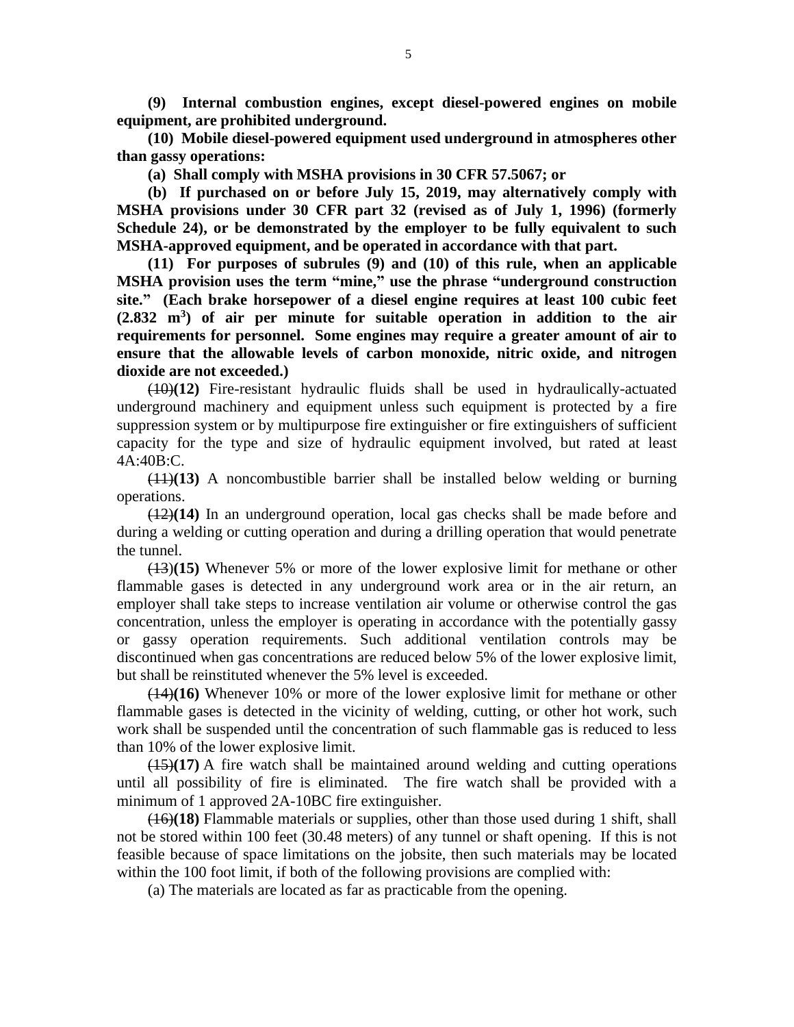**(9) Internal combustion engines, except diesel-powered engines on mobile equipment, are prohibited underground.**

**(10) Mobile diesel-powered equipment used underground in atmospheres other than gassy operations:**

**(a) Shall comply with MSHA provisions in 30 CFR 57.5067; or**

**(b) If purchased on or before July 15, 2019, may alternatively comply with MSHA provisions under 30 CFR part 32 (revised as of July 1, 1996) (formerly Schedule 24), or be demonstrated by the employer to be fully equivalent to such MSHA-approved equipment, and be operated in accordance with that part.**

**(11) For purposes of subrules (9) and (10) of this rule, when an applicable MSHA provision uses the term "mine," use the phrase "underground construction site." (Each brake horsepower of a diesel engine requires at least 100 cubic feet (2.832 m$^3$) of air per minute for suitable operation in addition to the air requirements for personnel. Some engines may require a greater amount of air to ensure that the allowable levels of carbon monoxide, nitric oxide, and nitrogen dioxide are not exceeded.)**

~~(10)~~**(12)** Fire-resistant hydraulic fluids shall be used in hydraulically-actuated underground machinery and equipment unless such equipment is protected by a fire suppression system or by multipurpose fire extinguisher or fire extinguishers of sufficient capacity for the type and size of hydraulic equipment involved, but rated at least 4A:40B:C.

~~(11)~~**(13)** A noncombustible barrier shall be installed below welding or burning operations.

~~(12)~~**(14)** In an underground operation, local gas checks shall be made before and during a welding or cutting operation and during a drilling operation that would penetrate the tunnel.

~~(13)~~**(15)** Whenever 5% or more of the lower explosive limit for methane or other flammable gases is detected in any underground work area or in the air return, an employer shall take steps to increase ventilation air volume or otherwise control the gas concentration, unless the employer is operating in accordance with the potentially gassy or gassy operation requirements. Such additional ventilation controls may be discontinued when gas concentrations are reduced below 5% of the lower explosive limit, but shall be reinstituted whenever the 5% level is exceeded.

~~(14)~~**(16)** Whenever 10% or more of the lower explosive limit for methane or other flammable gases is detected in the vicinity of welding, cutting, or other hot work, such work shall be suspended until the concentration of such flammable gas is reduced to less than 10% of the lower explosive limit.

~~(15)~~**(17)** A fire watch shall be maintained around welding and cutting operations until all possibility of fire is eliminated. The fire watch shall be provided with a minimum of 1 approved 2A-10BC fire extinguisher.

~~(16)~~**(18)** Flammable materials or supplies, other than those used during 1 shift, shall not be stored within 100 feet (30.48 meters) of any tunnel or shaft opening. If this is not feasible because of space limitations on the jobsite, then such materials may be located within the 100 foot limit, if both of the following provisions are complied with:

(a) The materials are located as far as practicable from the opening.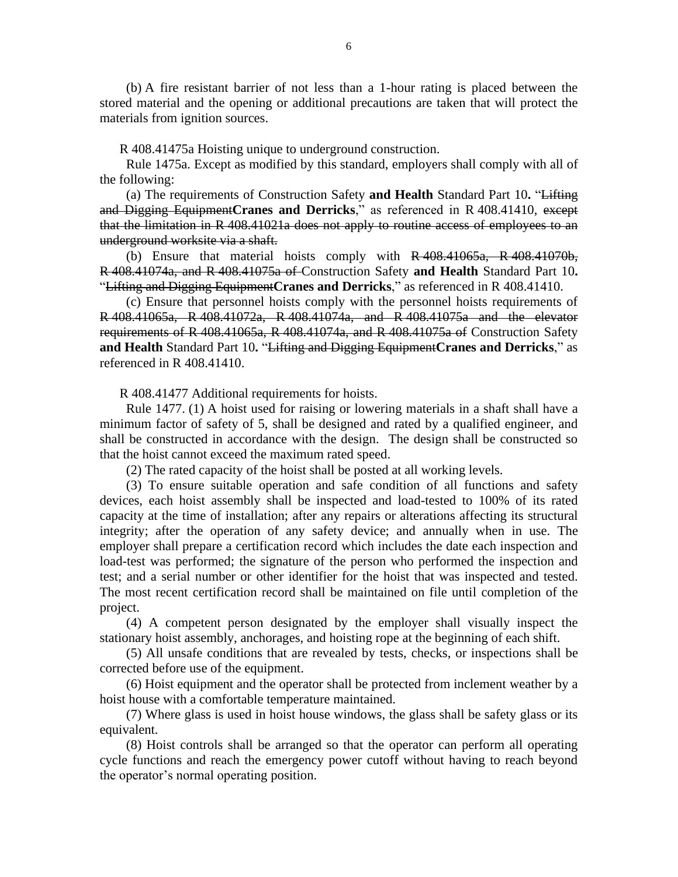(b) A fire resistant barrier of not less than a 1-hour rating is placed between the stored material and the opening or additional precautions are taken that will protect the materials from ignition sources.

R 408.41475a Hoisting unique to underground construction.

Rule 1475a. Except as modified by this standard, employers shall comply with all of the following:

(a) The requirements of Construction Safety **and Health** Standard Part 10**.** "~~Lifting and Digging Equipment~~**Cranes and Derricks**," as referenced in R 408.41410, ~~except that the limitation in R 408.41021a does not apply to routine access of employees to an underground worksite via a shaft.~~

(b) Ensure that material hoists comply with ~~R 408.41065a, R 408.41070b, R 408.41074a, and R 408.41075a of~~ Construction Safety **and Health** Standard Part 10**.** "~~Lifting and Digging Equipment~~**Cranes and Derricks**," as referenced in R 408.41410.

(c) Ensure that personnel hoists comply with the personnel hoists requirements of ~~R 408.41065a, R 408.41072a, R 408.41074a, and R 408.41075a and the elevator requirements of R 408.41065a, R 408.41074a, and R 408.41075a of~~ Construction Safety **and Health** Standard Part 10**.** "~~Lifting and Digging Equipment~~**Cranes and Derricks**," as referenced in R 408.41410.

R 408.41477 Additional requirements for hoists.

Rule 1477. (1) A hoist used for raising or lowering materials in a shaft shall have a minimum factor of safety of 5, shall be designed and rated by a qualified engineer, and shall be constructed in accordance with the design. The design shall be constructed so that the hoist cannot exceed the maximum rated speed.

(2) The rated capacity of the hoist shall be posted at all working levels.

(3) To ensure suitable operation and safe condition of all functions and safety devices, each hoist assembly shall be inspected and load-tested to 100% of its rated capacity at the time of installation; after any repairs or alterations affecting its structural integrity; after the operation of any safety device; and annually when in use. The employer shall prepare a certification record which includes the date each inspection and load-test was performed; the signature of the person who performed the inspection and test; and a serial number or other identifier for the hoist that was inspected and tested. The most recent certification record shall be maintained on file until completion of the project.

(4) A competent person designated by the employer shall visually inspect the stationary hoist assembly, anchorages, and hoisting rope at the beginning of each shift.

(5) All unsafe conditions that are revealed by tests, checks, or inspections shall be corrected before use of the equipment.

(6) Hoist equipment and the operator shall be protected from inclement weather by a hoist house with a comfortable temperature maintained.

(7) Where glass is used in hoist house windows, the glass shall be safety glass or its equivalent.

(8) Hoist controls shall be arranged so that the operator can perform all operating cycle functions and reach the emergency power cutoff without having to reach beyond the operator's normal operating position.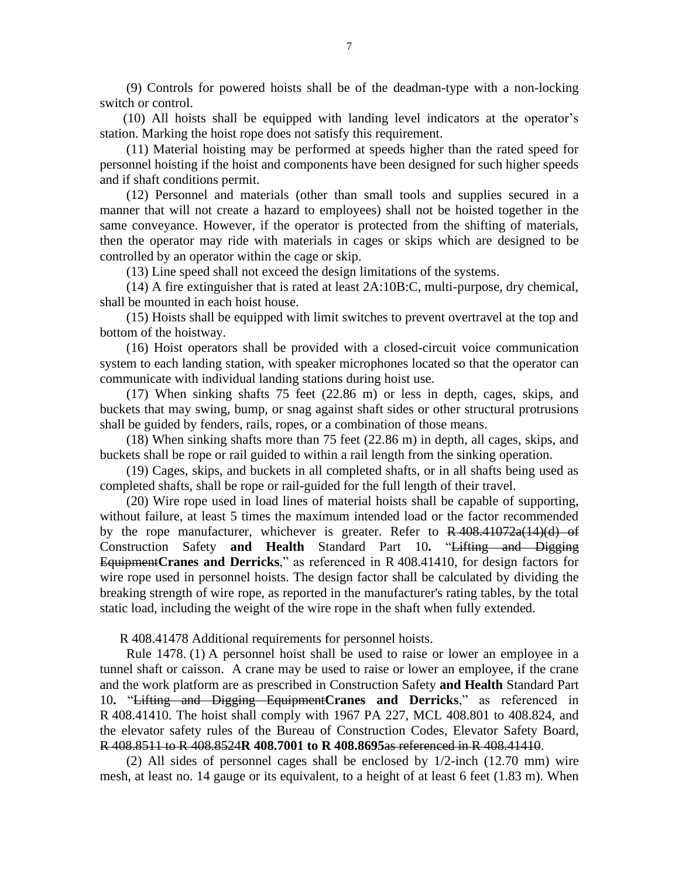(9) Controls for powered hoists shall be of the deadman-type with a non-locking switch or control.

(10) All hoists shall be equipped with landing level indicators at the operator's station. Marking the hoist rope does not satisfy this requirement.

(11) Material hoisting may be performed at speeds higher than the rated speed for personnel hoisting if the hoist and components have been designed for such higher speeds and if shaft conditions permit.

(12) Personnel and materials (other than small tools and supplies secured in a manner that will not create a hazard to employees) shall not be hoisted together in the same conveyance. However, if the operator is protected from the shifting of materials, then the operator may ride with materials in cages or skips which are designed to be controlled by an operator within the cage or skip.

(13) Line speed shall not exceed the design limitations of the systems.

(14) A fire extinguisher that is rated at least 2A:10B:C, multi-purpose, dry chemical, shall be mounted in each hoist house.

(15) Hoists shall be equipped with limit switches to prevent overtravel at the top and bottom of the hoistway.

(16) Hoist operators shall be provided with a closed-circuit voice communication system to each landing station, with speaker microphones located so that the operator can communicate with individual landing stations during hoist use.

(17) When sinking shafts 75 feet (22.86 m) or less in depth, cages, skips, and buckets that may swing, bump, or snag against shaft sides or other structural protrusions shall be guided by fenders, rails, ropes, or a combination of those means.

(18) When sinking shafts more than 75 feet (22.86 m) in depth, all cages, skips, and buckets shall be rope or rail guided to within a rail length from the sinking operation.

(19) Cages, skips, and buckets in all completed shafts, or in all shafts being used as completed shafts, shall be rope or rail-guided for the full length of their travel.

(20) Wire rope used in load lines of material hoists shall be capable of supporting, without failure, at least 5 times the maximum intended load or the factor recommended by the rope manufacturer, whichever is greater. Refer to ~~R 408.41072a(14)(d) of~~ Construction Safety **and Health** Standard Part 10**.** "~~Lifting and Digging Equipment~~**Cranes and Derricks**," as referenced in R 408.41410, for design factors for wire rope used in personnel hoists. The design factor shall be calculated by dividing the breaking strength of wire rope, as reported in the manufacturer's rating tables, by the total static load, including the weight of the wire rope in the shaft when fully extended.

R 408.41478 Additional requirements for personnel hoists.

Rule 1478. (1) A personnel hoist shall be used to raise or lower an employee in a tunnel shaft or caisson. A crane may be used to raise or lower an employee, if the crane and the work platform are as prescribed in Construction Safety **and Health** Standard Part 10**.** "~~Lifting and Digging Equipment~~**Cranes and Derricks**," as referenced in R 408.41410. The hoist shall comply with 1967 PA 227, MCL 408.801 to 408.824, and the elevator safety rules of the Bureau of Construction Codes, Elevator Safety Board, ~~R 408.8511 to R 408.8524~~**R 408.7001 to R 408.8695**~~as referenced in R 408.41410~~.

(2) All sides of personnel cages shall be enclosed by 1/2-inch (12.70 mm) wire mesh, at least no. 14 gauge or its equivalent, to a height of at least 6 feet (1.83 m). When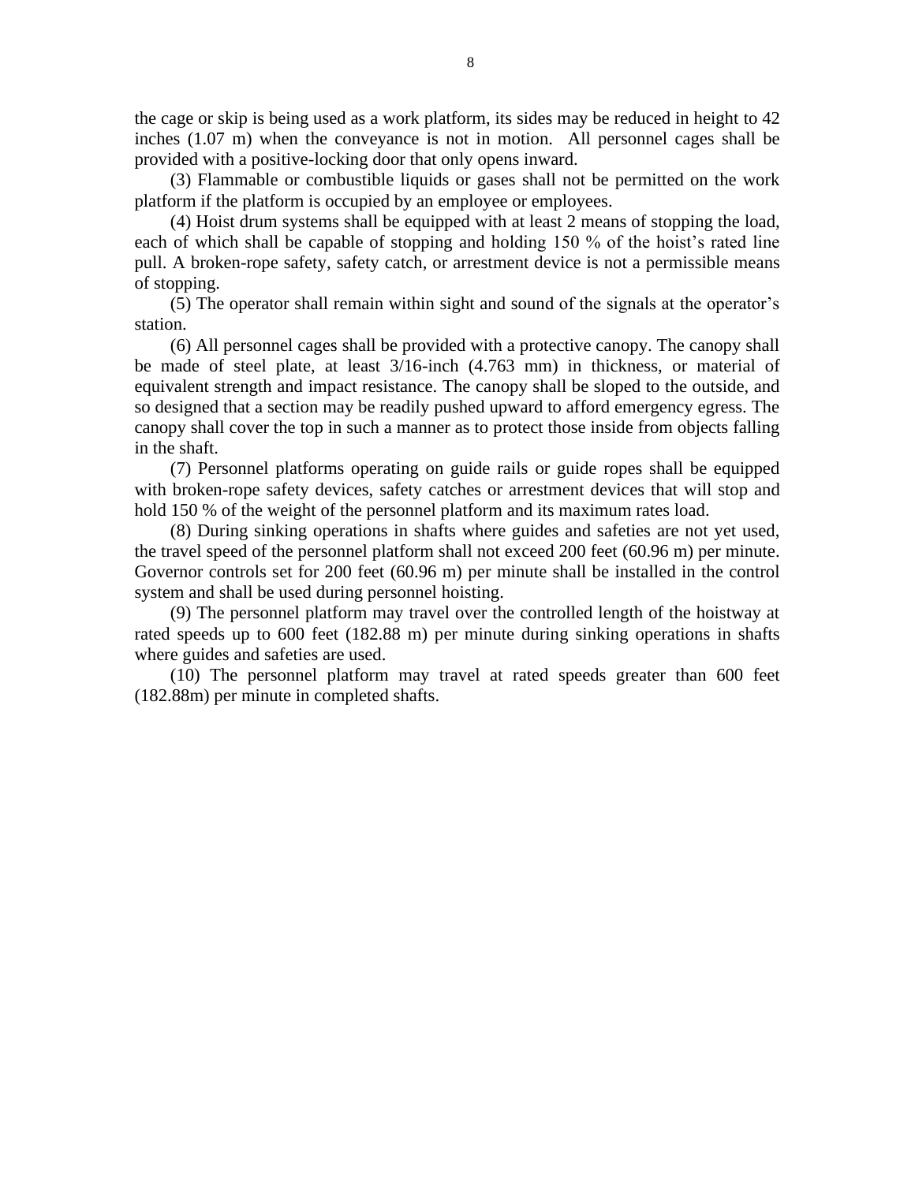the cage or skip is being used as a work platform, its sides may be reduced in height to 42 inches (1.07 m) when the conveyance is not in motion. All personnel cages shall be provided with a positive-locking door that only opens inward.

(3) Flammable or combustible liquids or gases shall not be permitted on the work platform if the platform is occupied by an employee or employees.

(4) Hoist drum systems shall be equipped with at least 2 means of stopping the load, each of which shall be capable of stopping and holding 150 % of the hoist's rated line pull. A broken-rope safety, safety catch, or arrestment device is not a permissible means of stopping.

(5) The operator shall remain within sight and sound of the signals at the operator's station.

(6) All personnel cages shall be provided with a protective canopy. The canopy shall be made of steel plate, at least 3/16-inch (4.763 mm) in thickness, or material of equivalent strength and impact resistance. The canopy shall be sloped to the outside, and so designed that a section may be readily pushed upward to afford emergency egress. The canopy shall cover the top in such a manner as to protect those inside from objects falling in the shaft.

(7) Personnel platforms operating on guide rails or guide ropes shall be equipped with broken-rope safety devices, safety catches or arrestment devices that will stop and hold 150 % of the weight of the personnel platform and its maximum rates load.

(8) During sinking operations in shafts where guides and safeties are not yet used, the travel speed of the personnel platform shall not exceed 200 feet (60.96 m) per minute. Governor controls set for 200 feet (60.96 m) per minute shall be installed in the control system and shall be used during personnel hoisting.

(9) The personnel platform may travel over the controlled length of the hoistway at rated speeds up to 600 feet (182.88 m) per minute during sinking operations in shafts where guides and safeties are used.

(10) The personnel platform may travel at rated speeds greater than 600 feet (182.88m) per minute in completed shafts.